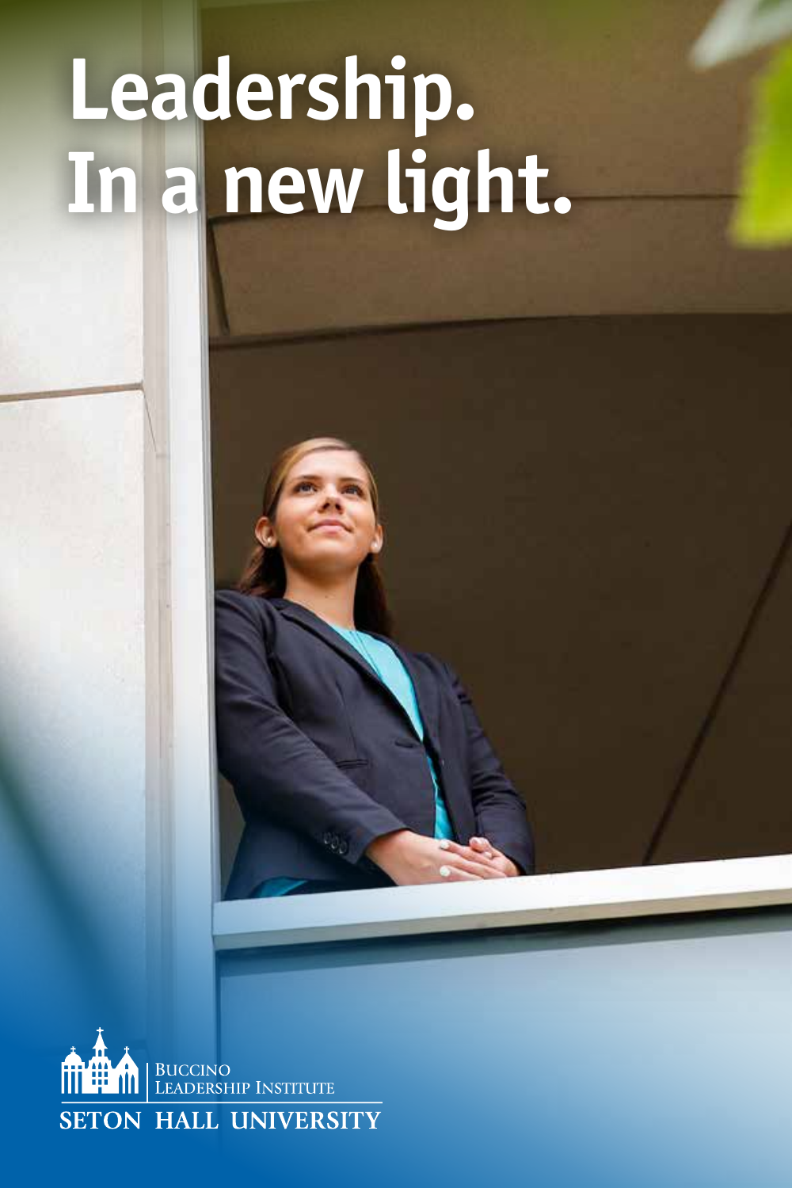# Leadership. In a new light.

Buccino Leadership Institute

SETON HALL UNIVERSITY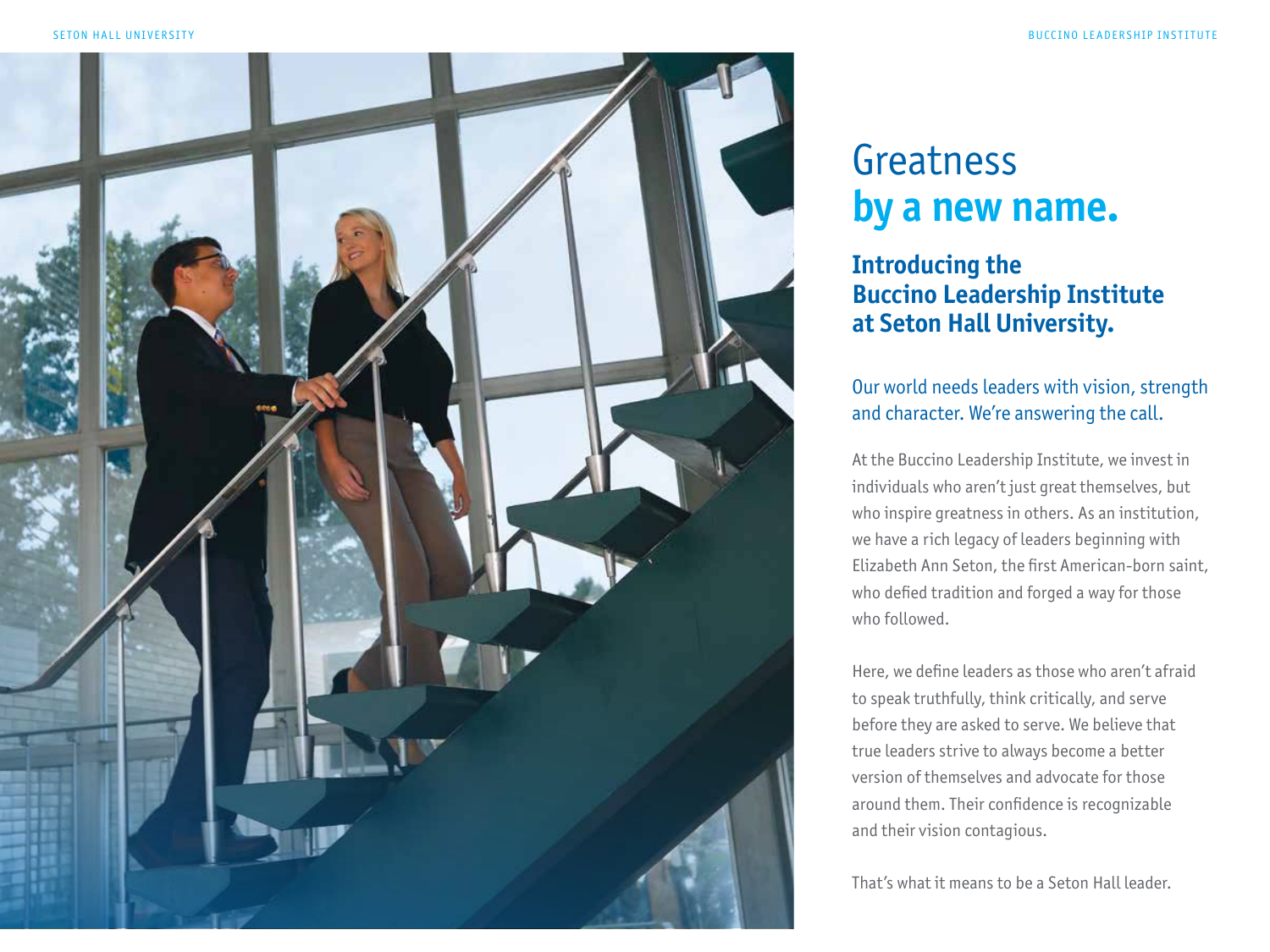# Greatness **by a new name.**

## Introducing the Buccino Leadership Institute at Seton Hall University.

Our world needs leaders with vision, strength and character. We're answering the call.

At the Buccino Leadership Institute, we invest in individuals who aren't just great themselves, but who inspire greatness in others. As an institution, we have a rich legacy of leaders beginning with Elizabeth Ann Seton, the first American-born saint, who defied tradition and forged a way for those who followed.

Here, we define leaders as those who aren't afraid to speak truthfully, think critically, and serve before they are asked to serve. We believe that true leaders strive to always become a better version of themselves and advocate for those around them. Their confidence is recognizable and their vision contagious.

That's what it means to be a Seton Hall leader.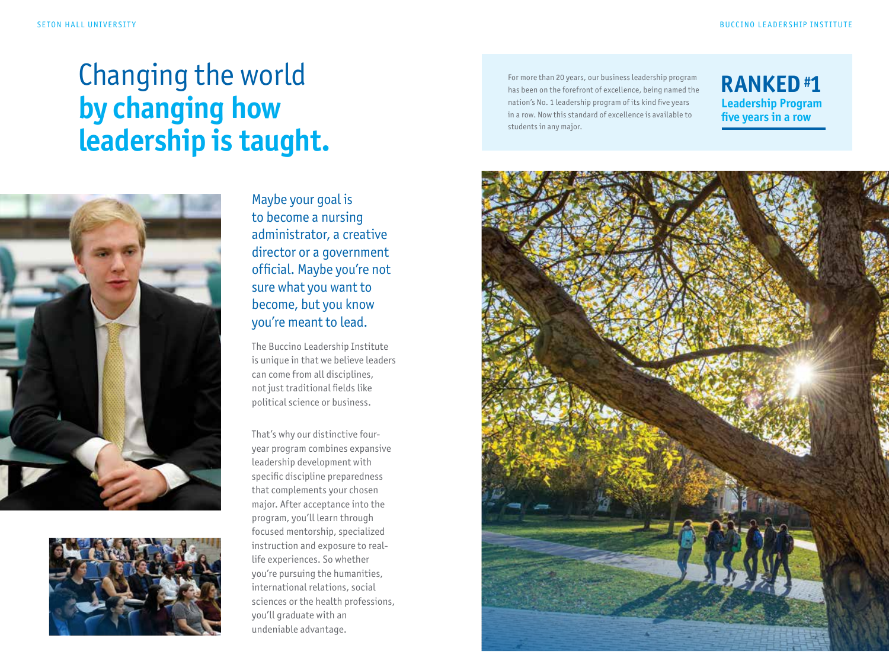# Changing the world **by changing how leadership is taught.**

For more than 20 years, our business leadership program has been on the forefront of excellence, being named the nation's No. 1 leadership program of its kind five years in a row. Now this standard of excellence is available to students in any major.

**RANKED #1**
**Leadership Program five years in a row**

Maybe your goal is to become a nursing administrator, a creative director or a government official. Maybe you're not sure what you want to become, but you know you're meant to lead.

The Buccino Leadership Institute is unique in that we believe leaders can come from all disciplines, not just traditional fields like political science or business.

That's why our distinctive four-year program combines expansive leadership development with specific discipline preparedness that complements your chosen major. After acceptance into the program, you'll learn through focused mentorship, specialized instruction and exposure to real-life experiences. So whether you're pursuing the humanities, international relations, social sciences or the health professions, you'll graduate with an undeniable advantage.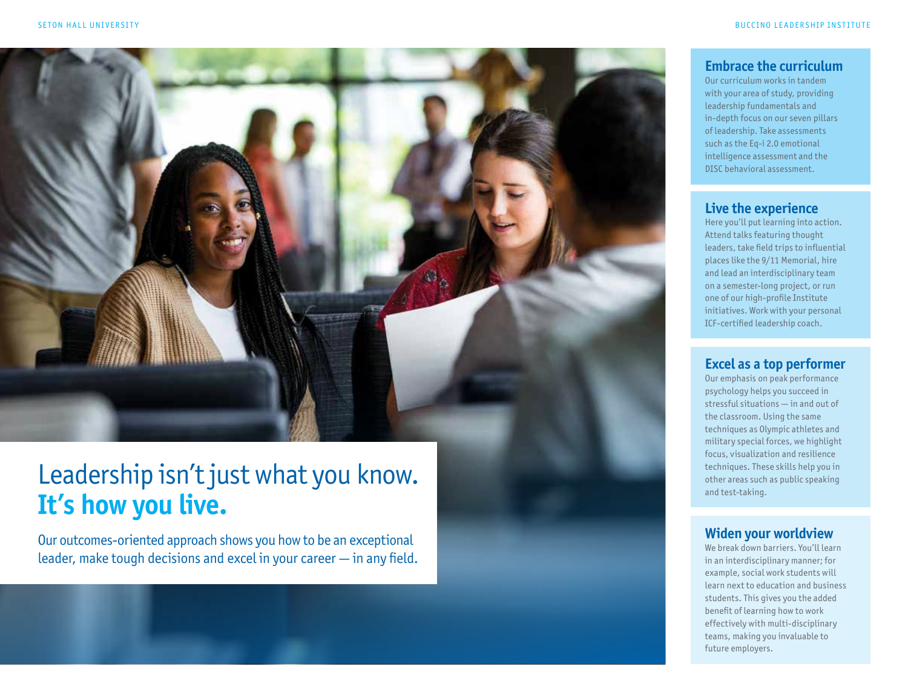# Leadership isn't just what you know. **It's how you live.**

Our outcomes-oriented approach shows you how to be an exceptional leader, make tough decisions and excel in your career — in any field.

## Embrace the curriculum

Our curriculum works in tandem with your area of study, providing leadership fundamentals and in-depth focus on our seven pillars of leadership. Take assessments such as the Eq-i 2.0 emotional intelligence assessment and the DISC behavioral assessment.

## Live the experience

Here you'll put learning into action. Attend talks featuring thought leaders, take field trips to influential places like the 9/11 Memorial, hire and lead an interdisciplinary team on a semester-long project, or run one of our high-profile Institute initiatives. Work with your personal ICF-certified leadership coach.

## Excel as a top performer

Our emphasis on peak performance psychology helps you succeed in stressful situations — in and out of the classroom. Using the same techniques as Olympic athletes and military special forces, we highlight focus, visualization and resilience techniques. These skills help you in other areas such as public speaking and test-taking.

## Widen your worldview

We break down barriers. You'll learn in an interdisciplinary manner; for example, social work students will learn next to education and business students. This gives you the added benefit of learning how to work effectively with multi-disciplinary teams, making you invaluable to future employers.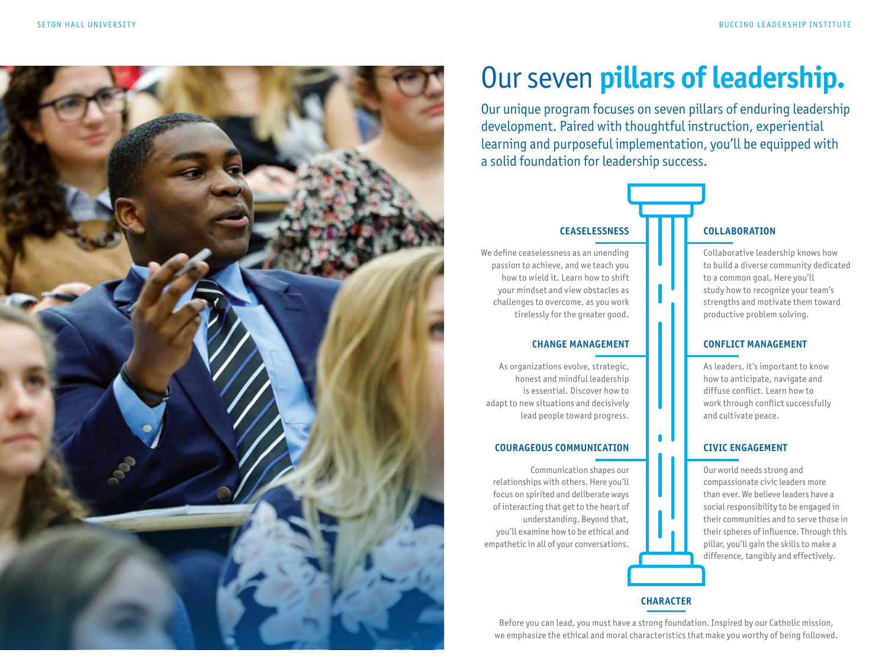# Our seven **pillars of leadership.**

Our unique program focuses on seven pillars of enduring leadership development. Paired with thoughtful instruction, experiential learning and purposeful implementation, you'll be equipped with a solid foundation for leadership success.

### CEASELESSNESS

We define ceaselessness as an unending passion to achieve, and we teach you how to wield it. Learn how to shift your mindset and view obstacles as challenges to overcome, as you work tirelessly for the greater good.

### CHANGE MANAGEMENT

As organizations evolve, strategic, honest and mindful leadership is essential. Discover how to adapt to new situations and decisively lead people toward progress.

### COURAGEOUS COMMUNICATION

Communication shapes our relationships with others. Here you'll focus on spirited and deliberate ways of interacting that get to the heart of understanding. Beyond that, you'll examine how to be ethical and empathetic in all of your conversations.

### COLLABORATION

Collaborative leadership knows how to build a diverse community dedicated to a common goal. Here you'll study how to recognize your team's strengths and motivate them toward productive problem solving.

### CONFLICT MANAGEMENT

As leaders, it's important to know how to anticipate, navigate and diffuse conflict. Learn how to work through conflict successfully and cultivate peace.

### CIVIC ENGAGEMENT

Our world needs strong and compassionate civic leaders more than ever. We believe leaders have a social responsibility to be engaged in their communities and to serve those in their spheres of influence. Through this pillar, you'll gain the skills to make a difference, tangibly and effectively.

### CHARACTER

Before you can lead, you must have a strong foundation. Inspired by our Catholic mission, we emphasize the ethical and moral characteristics that make you worthy of being followed.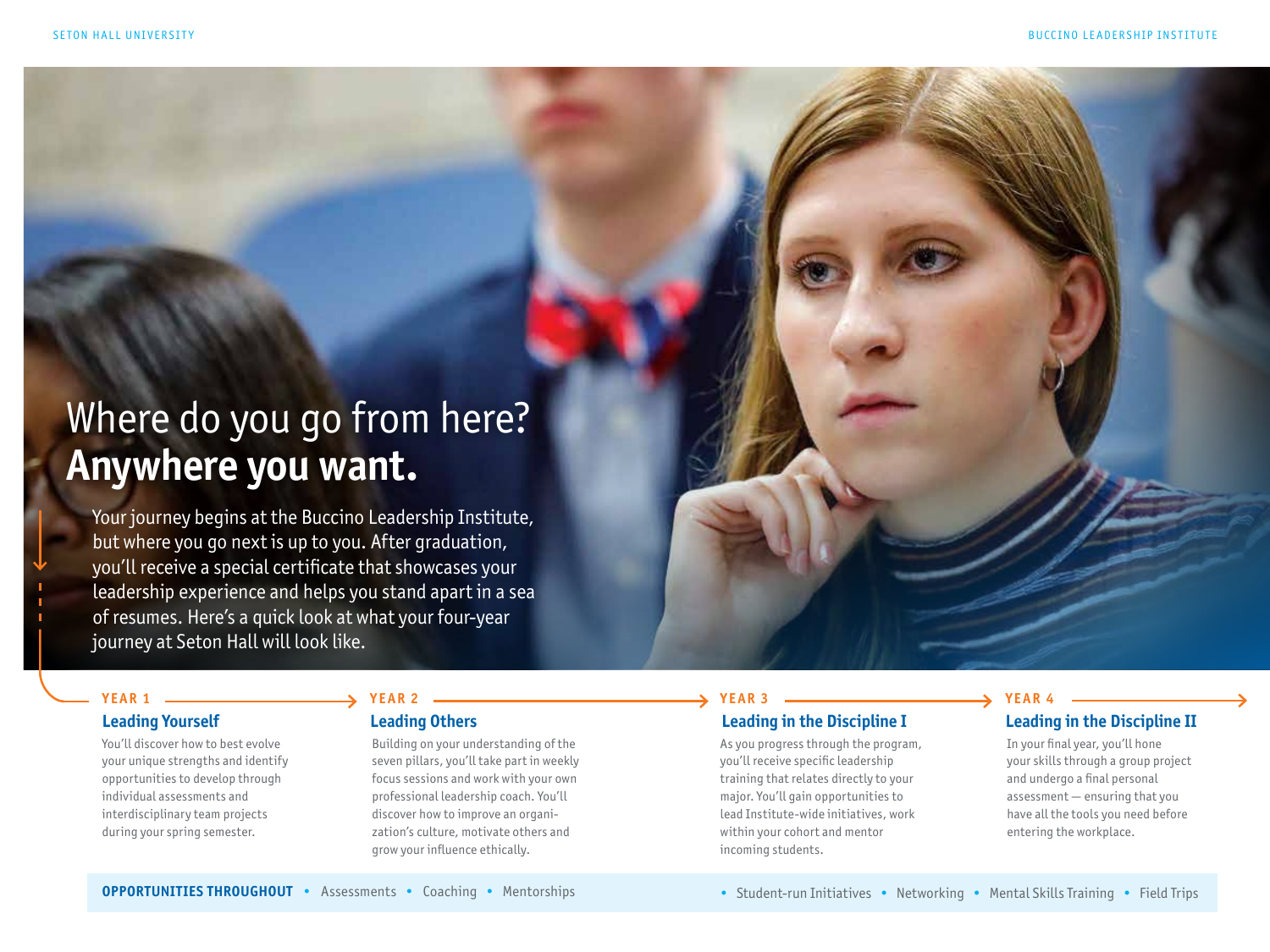# Where do you go from here? **Anywhere you want.**

Your journey begins at the Buccino Leadership Institute, but where you go next is up to you. After graduation, you'll receive a special certificate that showcases your leadership experience and helps you stand apart in a sea of resumes. Here's a quick look at what your four-year journey at Seton Hall will look like.

### YEAR 1

#### Leading Yourself

You'll discover how to best evolve your unique strengths and identify opportunities to develop through individual assessments and interdisciplinary team projects during your spring semester.

### YEAR 2

#### Leading Others

Building on your understanding of the seven pillars, you'll take part in weekly focus sessions and work with your own professional leadership coach. You'll discover how to improve an organization's culture, motivate others and grow your influence ethically.

### YEAR 3

#### Leading in the Discipline I

As you progress through the program, you'll receive specific leadership training that relates directly to your major. You'll gain opportunities to lead Institute-wide initiatives, work within your cohort and mentor incoming students.

### YEAR 4

#### Leading in the Discipline II

In your final year, you'll hone your skills through a group project and undergo a final personal assessment — ensuring that you have all the tools you need before entering the workplace.

**OPPORTUNITIES THROUGHOUT** • Assessments • Coaching • Mentorships • Student-run Initiatives • Networking • Mental Skills Training • Field Trips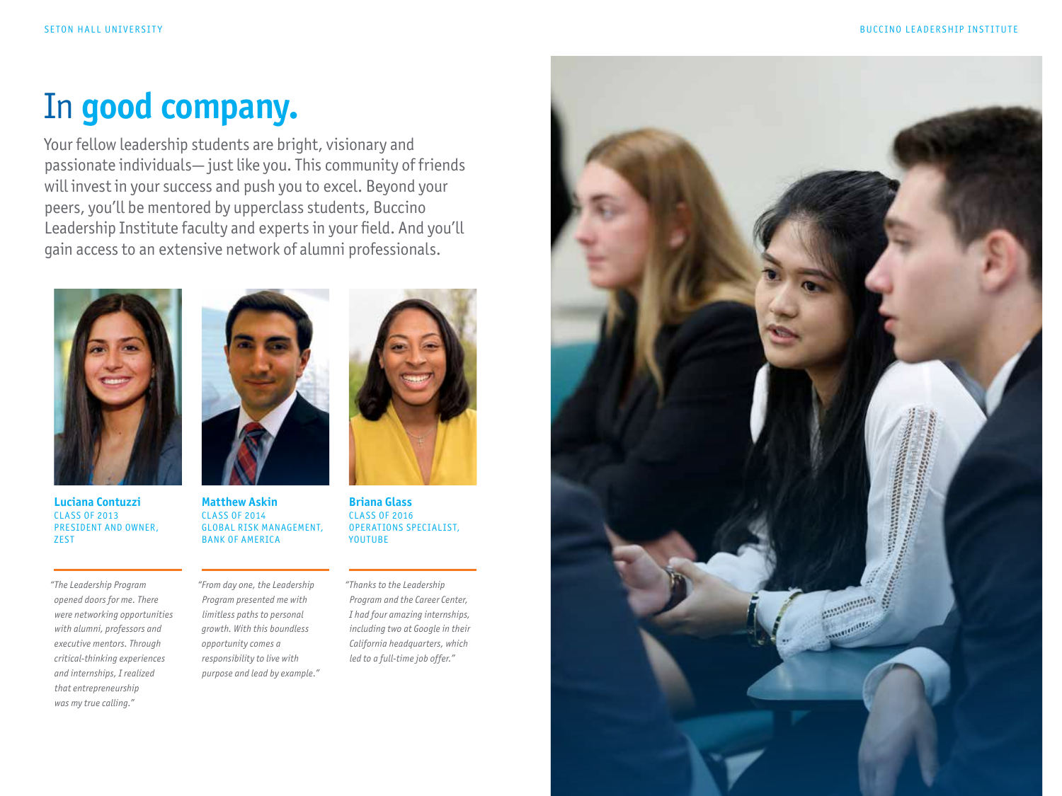# In **good company.**

Your fellow leadership students are bright, visionary and passionate individuals— just like you. This community of friends will invest in your success and push you to excel. Beyond your peers, you'll be mentored by upperclass students, Buccino Leadership Institute faculty and experts in your field. And you'll gain access to an extensive network of alumni professionals.

**Luciana Contuzzi**
CLASS OF 2013
PRESIDENT AND OWNER, ZEST

*"The Leadership Program opened doors for me. There were networking opportunities with alumni, professors and executive mentors. Through critical-thinking experiences and internships, I realized that entrepreneurship was my true calling."*

**Matthew Askin**
CLASS OF 2014
GLOBAL RISK MANAGEMENT, BANK OF AMERICA

*"From day one, the Leadership Program presented me with limitless paths to personal growth. With this boundless opportunity comes a responsibility to live with purpose and lead by example."*

**Briana Glass**
CLASS OF 2016
OPERATIONS SPECIALIST, YOUTUBE

*"Thanks to the Leadership Program and the Career Center, I had four amazing internships, including two at Google in their California headquarters, which led to a full-time job offer."*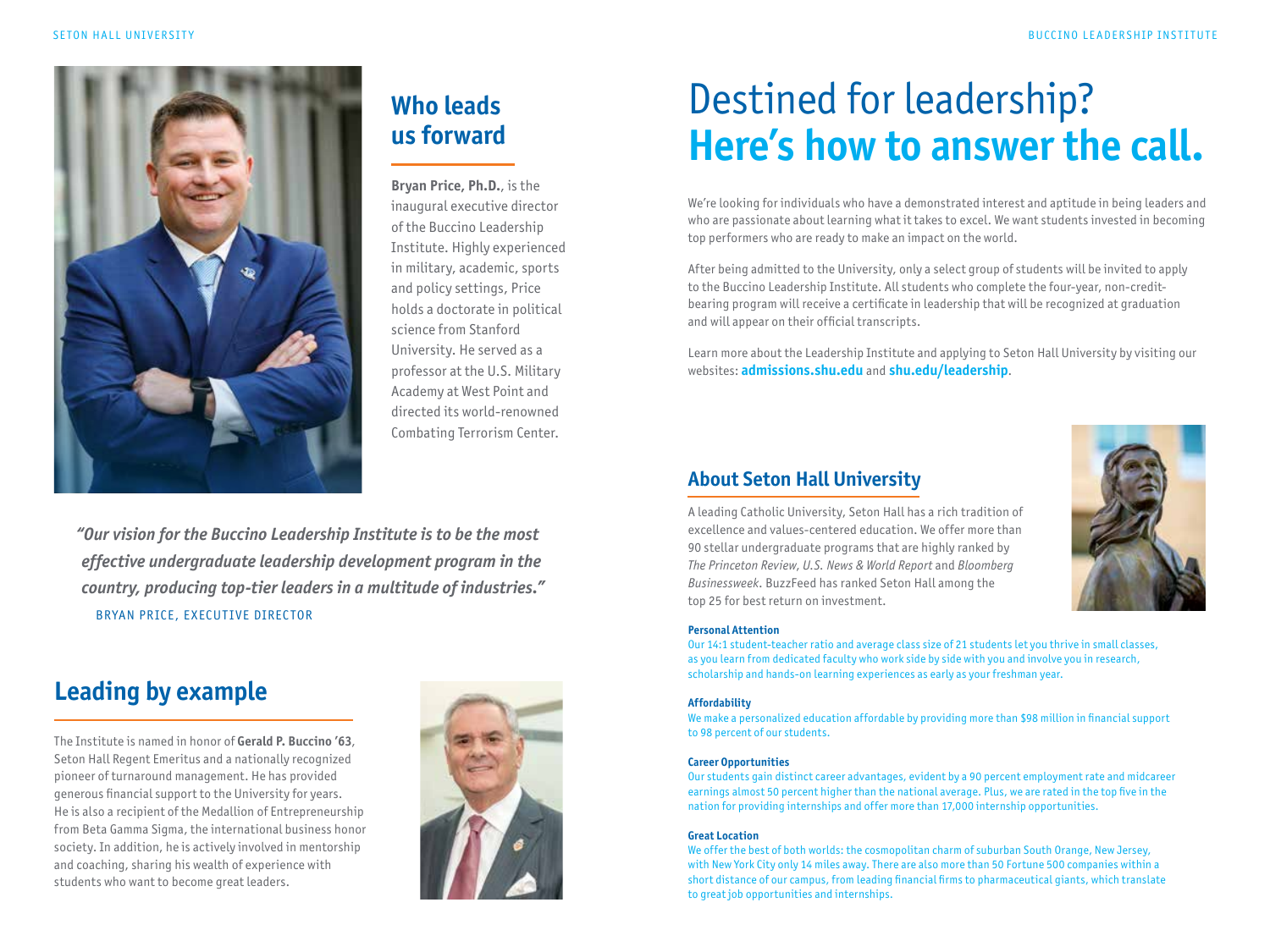## Who leads us forward

**Bryan Price, Ph.D.**, is the inaugural executive director of the Buccino Leadership Institute. Highly experienced in military, academic, sports and policy settings, Price holds a doctorate in political science from Stanford University. He served as a professor at the U.S. Military Academy at West Point and directed its world-renowned Combating Terrorism Center.

*"Our vision for the Buccino Leadership Institute is to be the most effective undergraduate leadership development program in the country, producing top-tier leaders in a multitude of industries."*

BRYAN PRICE, EXECUTIVE DIRECTOR

## Leading by example

The Institute is named in honor of **Gerald P. Buccino '63**, Seton Hall Regent Emeritus and a nationally recognized pioneer of turnaround management. He has provided generous financial support to the University for years. He is also a recipient of the Medallion of Entrepreneurship from Beta Gamma Sigma, the international business honor society. In addition, he is actively involved in mentorship and coaching, sharing his wealth of experience with students who want to become great leaders.

# Destined for leadership? **Here's how to answer the call.**

We're looking for individuals who have a demonstrated interest and aptitude in being leaders and who are passionate about learning what it takes to excel. We want students invested in becoming top performers who are ready to make an impact on the world.

After being admitted to the University, only a select group of students will be invited to apply to the Buccino Leadership Institute. All students who complete the four-year, non-credit-bearing program will receive a certificate in leadership that will be recognized at graduation and will appear on their official transcripts.

Learn more about the Leadership Institute and applying to Seton Hall University by visiting our websites: **admissions.shu.edu** and **shu.edu/leadership**.

## About Seton Hall University

A leading Catholic University, Seton Hall has a rich tradition of excellence and values-centered education. We offer more than 90 stellar undergraduate programs that are highly ranked by *The Princeton Review*, *U.S. News & World Report* and *Bloomberg Businessweek*. BuzzFeed has ranked Seton Hall among the top 25 for best return on investment.

**Personal Attention**

Our 14:1 student-teacher ratio and average class size of 21 students let you thrive in small classes, as you learn from dedicated faculty who work side by side with you and involve you in research, scholarship and hands-on learning experiences as early as your freshman year.

**Affordability**

We make a personalized education affordable by providing more than $98 million in financial support to 98 percent of our students.

**Career Opportunities**

Our students gain distinct career advantages, evident by a 90 percent employment rate and midcareer earnings almost 50 percent higher than the national average. Plus, we are rated in the top five in the nation for providing internships and offer more than 17,000 internship opportunities.

**Great Location**

We offer the best of both worlds: the cosmopolitan charm of suburban South Orange, New Jersey, with New York City only 14 miles away. There are also more than 50 Fortune 500 companies within a short distance of our campus, from leading financial firms to pharmaceutical giants, which translate to great job opportunities and internships.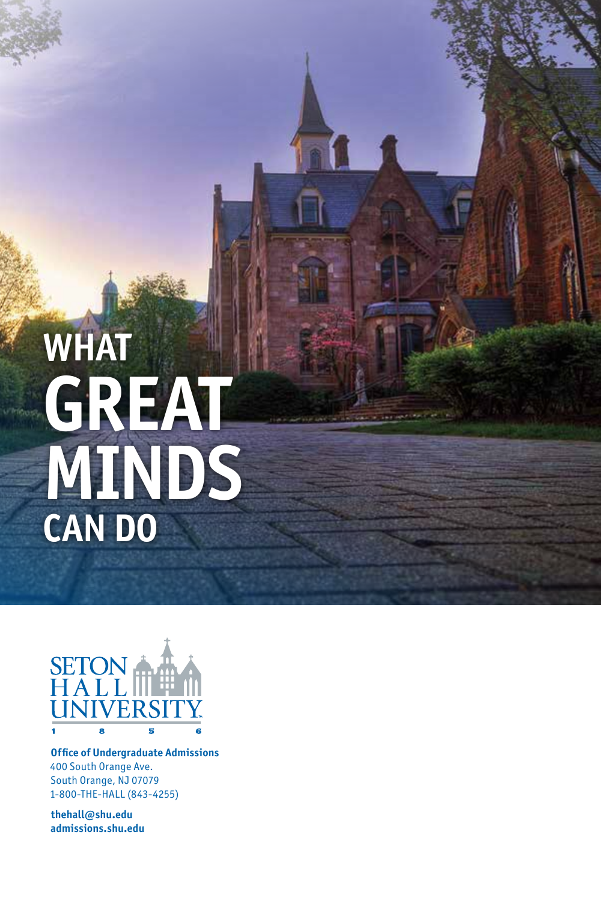# WHAT GREAT MINDS CAN DO

SETON HALL UNIVERSITY
1856

**Office of Undergraduate Admissions**
400 South Orange Ave.
South Orange, NJ 07079
1-800-THE-HALL (843-4255)

**thehall@shu.edu**
**admissions.shu.edu**